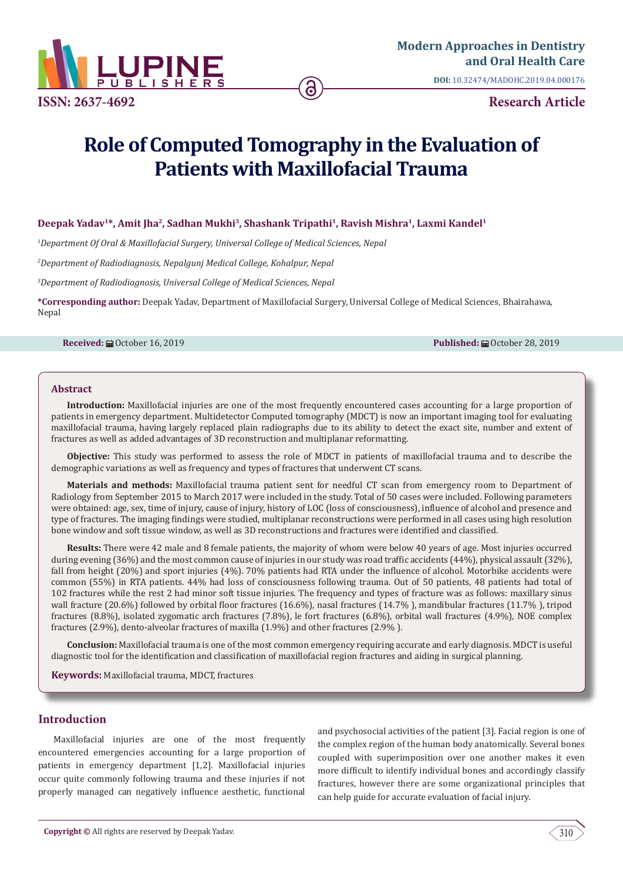Modern Approaches in Dentistry and Oral Health Care

DOI: 10.32474/MADOHC.2019.04.000176

ISSN: 2637-4692

Research Article

# Role of Computed Tomography in the Evaluation of Patients with Maxillofacial Trauma

**Deepak Yadav[1]*, Amit Jha[2], Sadhan Mukhi[3], Shashank Tripathi[1], Ravish Mishra[1], Laxmi Kandel[1]**

*[1]Department Of Oral & Maxillofacial Surgery, Universal College of Medical Sciences, Nepal*

*[2]Department of Radiodiagnosis, Nepalgunj Medical College, Kohalpur, Nepal*

*[3]Department of Radiodiagnosis, Universal College of Medical Sciences, Nepal*

**\*Corresponding author:** Deepak Yadav, Department of Maxillofacial Surgery, Universal College of Medical Sciences, Bhairahawa, Nepal

**Received:** October 16, 2019  **Published:** October 28, 2019

## Abstract

**Introduction:** Maxillofacial injuries are one of the most frequently encountered cases accounting for a large proportion of patients in emergency department. Multidetector Computed tomography (MDCT) is now an important imaging tool for evaluating maxillofacial trauma, having largely replaced plain radiographs due to its ability to detect the exact site, number and extent of fractures as well as added advantages of 3D reconstruction and multiplanar reformatting.

**Objective:** This study was performed to assess the role of MDCT in patients of maxillofacial trauma and to describe the demographic variations as well as frequency and types of fractures that underwent CT scans.

**Materials and methods:** Maxillofacial trauma patient sent for needful CT scan from emergency room to Department of Radiology from September 2015 to March 2017 were included in the study. Total of 50 cases were included. Following parameters were obtained: age, sex, time of injury, cause of injury, history of LOC (loss of consciousness), influence of alcohol and presence and type of fractures. The imaging findings were studied, multiplanar reconstructions were performed in all cases using high resolution bone window and soft tissue window, as well as 3D reconstructions and fractures were identified and classified.

**Results:** There were 42 male and 8 female patients, the majority of whom were below 40 years of age. Most injuries occurred during evening (36%) and the most common cause of injuries in our study was road traffic accidents (44%), physical assault (32%), fall from height (20%) and sport injuries (4%). 70% patients had RTA under the influence of alcohol. Motorbike accidents were common (55%) in RTA patients. 44% had loss of consciousness following trauma. Out of 50 patients, 48 patients had total of 102 fractures while the rest 2 had minor soft tissue injuries. The frequency and types of fracture was as follows: maxillary sinus wall fracture (20.6%) followed by orbital floor fractures (16.6%), nasal fractures (14.7% ), mandibular fractures (11.7% ), tripod fractures (8.8%), isolated zygomatic arch fractures (7.8%), le fort fractures (6.8%), orbital wall fractures (4.9%), NOE complex fractures (2.9%), dento-alveolar fractures of maxilla (1.9%) and other fractures (2.9% ).

**Conclusion:** Maxillofacial trauma is one of the most common emergency requiring accurate and early diagnosis. MDCT is useful diagnostic tool for the identification and classification of maxillofacial region fractures and aiding in surgical planning.

**Keywords:** Maxillofacial trauma, MDCT, fractures

## Introduction

Maxillofacial injuries are one of the most frequently encountered emergencies accounting for a large proportion of patients in emergency department [1,2]. Maxillofacial injuries occur quite commonly following trauma and these injuries if not properly managed can negatively influence aesthetic, functional and psychosocial activities of the patient [3]. Facial region is one of the complex region of the human body anatomically. Several bones coupled with superimposition over one another makes it even more difficult to identify individual bones and accordingly classify fractures, however there are some organizational principles that can help guide for accurate evaluation of facial injury.

**Copyright ©** All rights are reserved by Deepak Yadav.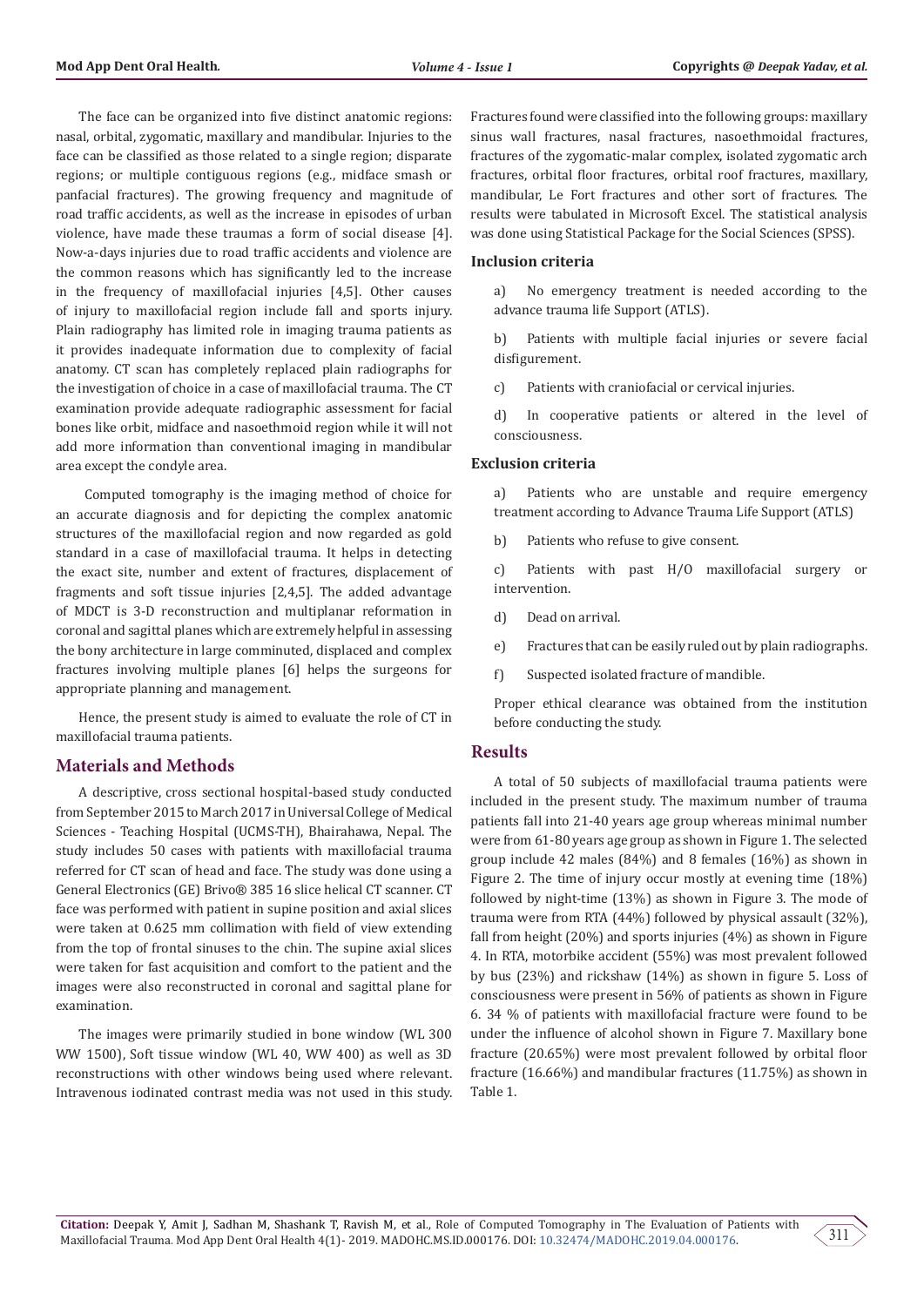The face can be organized into five distinct anatomic regions: nasal, orbital, zygomatic, maxillary and mandibular. Injuries to the face can be classified as those related to a single region; disparate regions; or multiple contiguous regions (e.g., midface smash or panfacial fractures). The growing frequency and magnitude of road traffic accidents, as well as the increase in episodes of urban violence, have made these traumas a form of social disease [4]. Now-a-days injuries due to road traffic accidents and violence are the common reasons which has significantly led to the increase in the frequency of maxillofacial injuries [4,5]. Other causes of injury to maxillofacial region include fall and sports injury. Plain radiography has limited role in imaging trauma patients as it provides inadequate information due to complexity of facial anatomy. CT scan has completely replaced plain radiographs for the investigation of choice in a case of maxillofacial trauma. The CT examination provide adequate radiographic assessment for facial bones like orbit, midface and nasoethmoid region while it will not add more information than conventional imaging in mandibular area except the condyle area.

Computed tomography is the imaging method of choice for an accurate diagnosis and for depicting the complex anatomic structures of the maxillofacial region and now regarded as gold standard in a case of maxillofacial trauma. It helps in detecting the exact site, number and extent of fractures, displacement of fragments and soft tissue injuries [2,4,5]. The added advantage of MDCT is 3-D reconstruction and multiplanar reformation in coronal and sagittal planes which are extremely helpful in assessing the bony architecture in large comminuted, displaced and complex fractures involving multiple planes [6] helps the surgeons for appropriate planning and management.

Hence, the present study is aimed to evaluate the role of CT in maxillofacial trauma patients.

## Materials and Methods

A descriptive, cross sectional hospital-based study conducted from September 2015 to March 2017 in Universal College of Medical Sciences - Teaching Hospital (UCMS-TH), Bhairahawa, Nepal. The study includes 50 cases with patients with maxillofacial trauma referred for CT scan of head and face. The study was done using a General Electronics (GE) Brivo® 385 16 slice helical CT scanner. CT face was performed with patient in supine position and axial slices were taken at 0.625 mm collimation with field of view extending from the top of frontal sinuses to the chin. The supine axial slices were taken for fast acquisition and comfort to the patient and the images were also reconstructed in coronal and sagittal plane for examination.

The images were primarily studied in bone window (WL 300 WW 1500), Soft tissue window (WL 40, WW 400) as well as 3D reconstructions with other windows being used where relevant. Intravenous iodinated contrast media was not used in this study. Fractures found were classified into the following groups: maxillary sinus wall fractures, nasal fractures, nasoethmoidal fractures, fractures of the zygomatic-malar complex, isolated zygomatic arch fractures, orbital floor fractures, orbital roof fractures, maxillary, mandibular, Le Fort fractures and other sort of fractures. The results were tabulated in Microsoft Excel. The statistical analysis was done using Statistical Package for the Social Sciences (SPSS).

### Inclusion criteria

a) No emergency treatment is needed according to the advance trauma life Support (ATLS).

b) Patients with multiple facial injuries or severe facial disfigurement.

c) Patients with craniofacial or cervical injuries.

d) In cooperative patients or altered in the level of consciousness.

### Exclusion criteria

a) Patients who are unstable and require emergency treatment according to Advance Trauma Life Support (ATLS)

b) Patients who refuse to give consent.

c) Patients with past H/O maxillofacial surgery or intervention.

d) Dead on arrival.

e) Fractures that can be easily ruled out by plain radiographs.

f) Suspected isolated fracture of mandible.

Proper ethical clearance was obtained from the institution before conducting the study.

## Results

A total of 50 subjects of maxillofacial trauma patients were included in the present study. The maximum number of trauma patients fall into 21-40 years age group whereas minimal number were from 61-80 years age group as shown in Figure 1. The selected group include 42 males (84%) and 8 females (16%) as shown in Figure 2. The time of injury occur mostly at evening time (18%) followed by night-time (13%) as shown in Figure 3. The mode of trauma were from RTA (44%) followed by physical assault (32%), fall from height (20%) and sports injuries (4%) as shown in Figure 4. In RTA, motorbike accident (55%) was most prevalent followed by bus (23%) and rickshaw (14%) as shown in figure 5. Loss of consciousness were present in 56% of patients as shown in Figure 6. 34 % of patients with maxillofacial fracture were found to be under the influence of alcohol shown in Figure 7. Maxillary bone fracture (20.65%) were most prevalent followed by orbital floor fracture (16.66%) and mandibular fractures (11.75%) as shown in Table 1.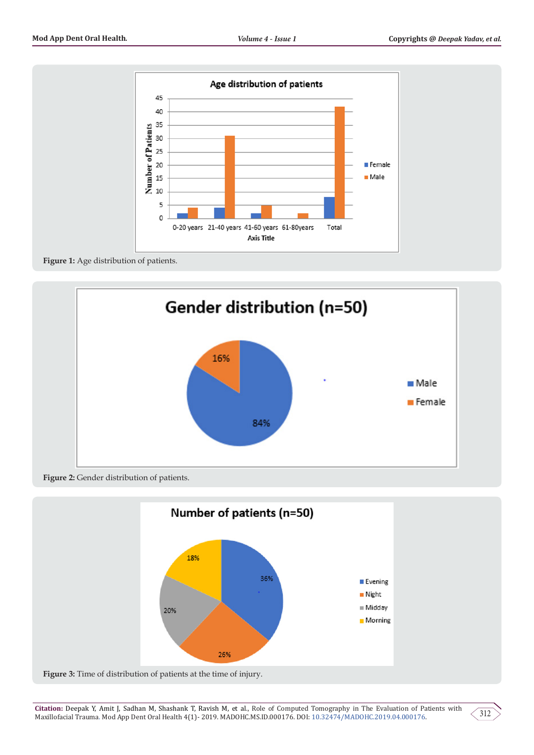Figure 1: Age distribution of patients.

Figure 2: Gender distribution of patients.

Figure 3: Time of distribution of patients at the time of injury.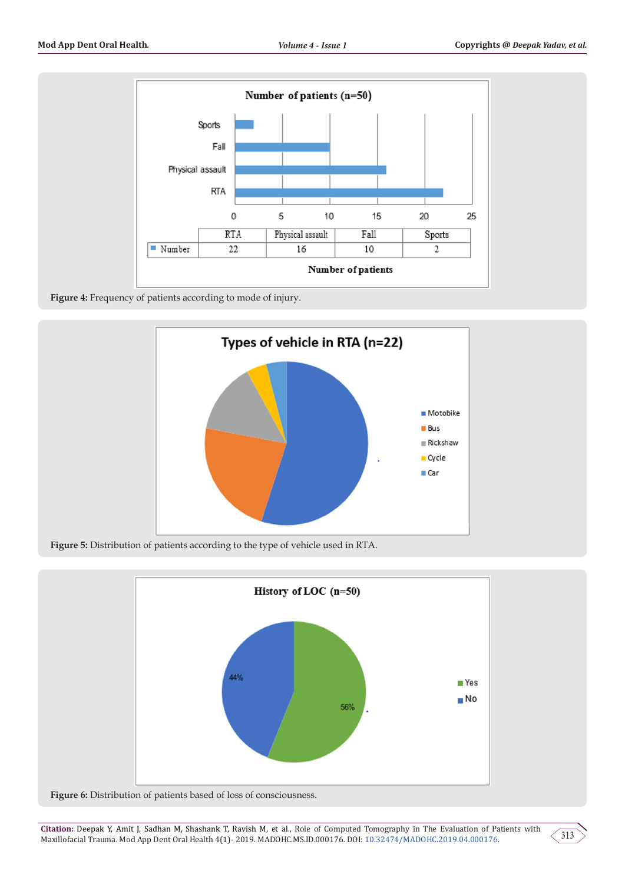| | RTA | Physical assault | Fall | Sports |
|---|---|---|---|---|
| Number | 22 | 16 | 10 | 2 |

Figure 4: Frequency of patients according to mode of injury.

Figure 5: Distribution of patients according to the type of vehicle used in RTA.

Figure 6: Distribution of patients based of loss of consciousness.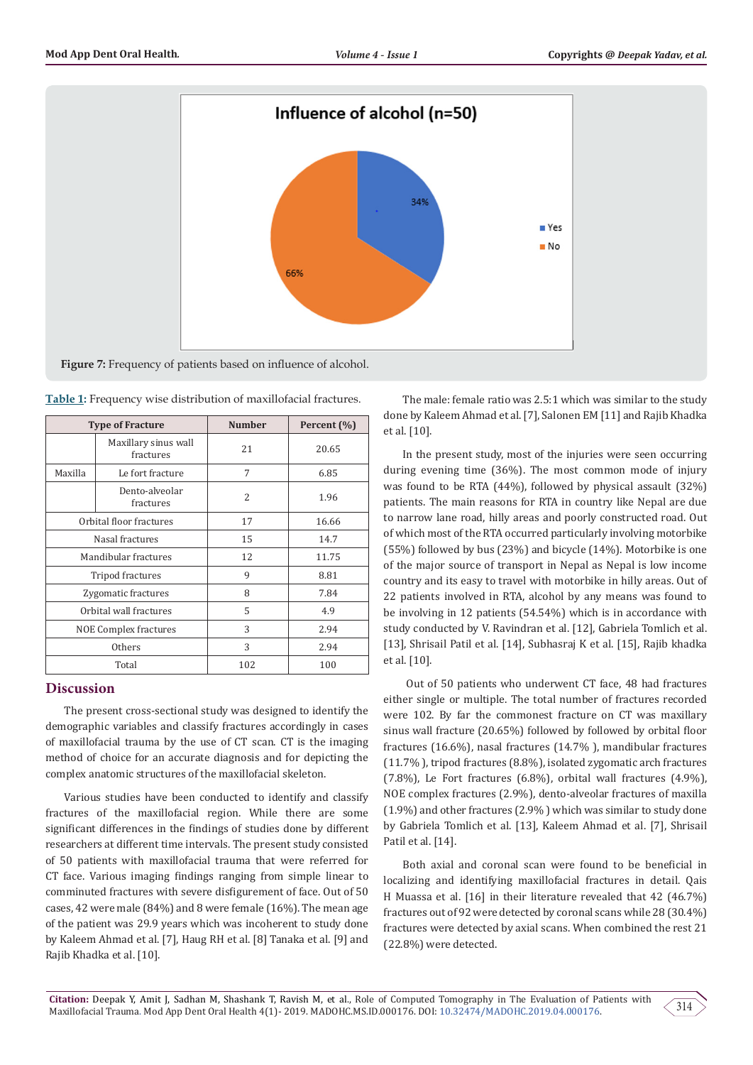Figure 7: Frequency of patients based on influence of alcohol.

Table 1: Frequency wise distribution of maxillofacial fractures.

| Type of Fracture | | Number | Percent (%) |
|---|---|---|---|
| Maxilla | Maxillary sinus wall fractures | 21 | 20.65 |
| | Le fort fracture | 7 | 6.85 |
| | Dento-alveolar fractures | 2 | 1.96 |
| Orbital floor fractures | | 17 | 16.66 |
| Nasal fractures | | 15 | 14.7 |
| Mandibular fractures | | 12 | 11.75 |
| Tripod fractures | | 9 | 8.81 |
| Zygomatic fractures | | 8 | 7.84 |
| Orbital wall fractures | | 5 | 4.9 |
| NOE Complex fractures | | 3 | 2.94 |
| Others | | 3 | 2.94 |
| Total | | 102 | 100 |

## Discussion

The present cross-sectional study was designed to identify the demographic variables and classify fractures accordingly in cases of maxillofacial trauma by the use of CT scan. CT is the imaging method of choice for an accurate diagnosis and for depicting the complex anatomic structures of the maxillofacial skeleton.

Various studies have been conducted to identify and classify fractures of the maxillofacial region. While there are some significant differences in the findings of studies done by different researchers at different time intervals. The present study consisted of 50 patients with maxillofacial trauma that were referred for CT face. Various imaging findings ranging from simple linear to comminuted fractures with severe disfigurement of face. Out of 50 cases, 42 were male (84%) and 8 were female (16%). The mean age of the patient was 29.9 years which was incoherent to study done by Kaleem Ahmad et al. [7], Haug RH et al. [8] Tanaka et al. [9] and Rajib Khadka et al. [10].

The male: female ratio was 2.5:1 which was similar to the study done by Kaleem Ahmad et al. [7], Salonen EM [11] and Rajib Khadka et al. [10].

In the present study, most of the injuries were seen occurring during evening time (36%). The most common mode of injury was found to be RTA (44%), followed by physical assault (32%) patients. The main reasons for RTA in country like Nepal are due to narrow lane road, hilly areas and poorly constructed road. Out of which most of the RTA occurred particularly involving motorbike (55%) followed by bus (23%) and bicycle (14%). Motorbike is one of the major source of transport in Nepal as Nepal is low income country and its easy to travel with motorbike in hilly areas. Out of 22 patients involved in RTA, alcohol by any means was found to be involving in 12 patients (54.54%) which is in accordance with study conducted by V. Ravindran et al. [12], Gabriela Tomlich et al. [13], Shrisail Patil et al. [14], Subhasraj K et al. [15], Rajib khadka et al. [10].

Out of 50 patients who underwent CT face, 48 had fractures either single or multiple. The total number of fractures recorded were 102. By far the commonest fracture on CT was maxillary sinus wall fracture (20.65%) followed by followed by orbital floor fractures (16.6%), nasal fractures (14.7% ), mandibular fractures (11.7% ), tripod fractures (8.8%), isolated zygomatic arch fractures (7.8%), Le Fort fractures (6.8%), orbital wall fractures (4.9%), NOE complex fractures (2.9%), dento-alveolar fractures of maxilla (1.9%) and other fractures (2.9% ) which was similar to study done by Gabriela Tomlich et al. [13], Kaleem Ahmad et al. [7], Shrisail Patil et al. [14].

Both axial and coronal scan were found to be beneficial in localizing and identifying maxillofacial fractures in detail. Qais H Muassa et al. [16] in their literature revealed that 42 (46.7%) fractures out of 92 were detected by coronal scans while 28 (30.4%) fractures were detected by axial scans. When combined the rest 21 (22.8%) were detected.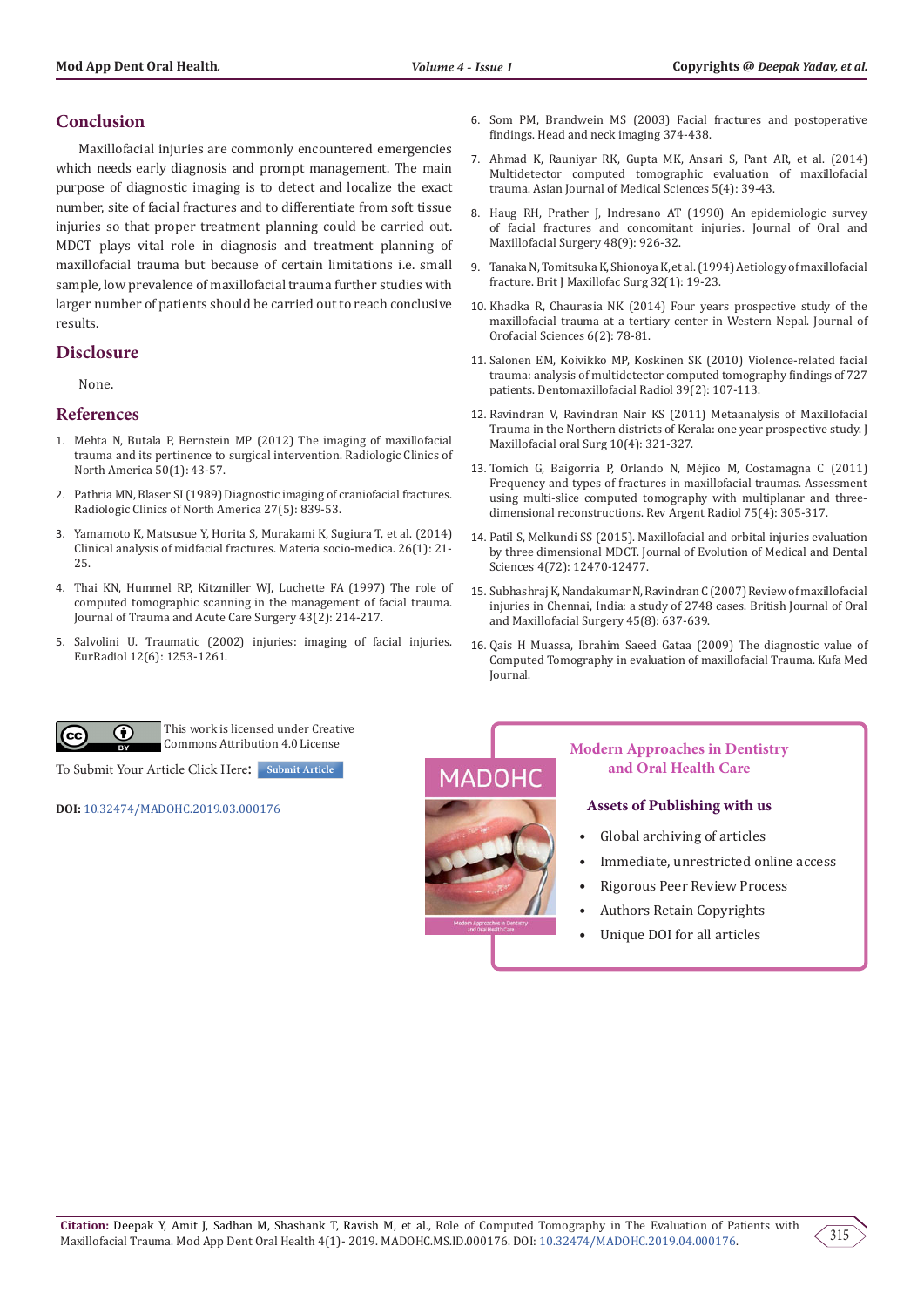## Conclusion

Maxillofacial injuries are commonly encountered emergencies which needs early diagnosis and prompt management. The main purpose of diagnostic imaging is to detect and localize the exact number, site of facial fractures and to differentiate from soft tissue injuries so that proper treatment planning could be carried out. MDCT plays vital role in diagnosis and treatment planning of maxillofacial trauma but because of certain limitations i.e. small sample, low prevalence of maxillofacial trauma further studies with larger number of patients should be carried out to reach conclusive results.

## Disclosure

None.

## References

1. Mehta N, Butala P, Bernstein MP (2012) The imaging of maxillofacial trauma and its pertinence to surgical intervention. Radiologic Clinics of North America 50(1): 43-57.
2. Pathria MN, Blaser SI (1989) Diagnostic imaging of craniofacial fractures. Radiologic Clinics of North America 27(5): 839-53.
3. Yamamoto K, Matsusue Y, Horita S, Murakami K, Sugiura T, et al. (2014) Clinical analysis of midfacial fractures. Materia socio-medica. 26(1): 21-25.
4. Thai KN, Hummel RP, Kitzmiller WJ, Luchette FA (1997) The role of computed tomographic scanning in the management of facial trauma. Journal of Trauma and Acute Care Surgery 43(2): 214-217.
5. Salvolini U. Traumatic (2002) injuries: imaging of facial injuries. EurRadiol 12(6): 1253-1261.
6. Som PM, Brandwein MS (2003) Facial fractures and postoperative findings. Head and neck imaging 374-438.
7. Ahmad K, Rauniyar RK, Gupta MK, Ansari S, Pant AR, et al. (2014) Multidetector computed tomographic evaluation of maxillofacial trauma. Asian Journal of Medical Sciences 5(4): 39-43.
8. Haug RH, Prather J, Indresano AT (1990) An epidemiologic survey of facial fractures and concomitant injuries. Journal of Oral and Maxillofacial Surgery 48(9): 926-32.
9. Tanaka N, Tomitsuka K, Shionoya K, et al. (1994) Aetiology of maxillofacial fracture. Brit J Maxillofac Surg 32(1): 19-23.
10. Khadka R, Chaurasia NK (2014) Four years prospective study of the maxillofacial trauma at a tertiary center in Western Nepal. Journal of Orofacial Sciences 6(2): 78-81.
11. Salonen EM, Koivikko MP, Koskinen SK (2010) Violence-related facial trauma: analysis of multidetector computed tomography findings of 727 patients. Dentomaxillofacial Radiol 39(2): 107-113.
12. Ravindran V, Ravindran Nair KS (2011) Metaanalysis of Maxillofacial Trauma in the Northern districts of Kerala: one year prospective study. J Maxillofacial oral Surg 10(4): 321-327.
13. Tomich G, Baigorria P, Orlando N, Méjico M, Costamagna C (2011) Frequency and types of fractures in maxillofacial traumas. Assessment using multi-slice computed tomography with multiplanar and three-dimensional reconstructions. Rev Argent Radiol 75(4): 305-317.
14. Patil S, Melkundi SS (2015). Maxillofacial and orbital injuries evaluation by three dimensional MDCT. Journal of Evolution of Medical and Dental Sciences 4(72): 12470-12477.
15. Subhashraj K, Nandakumar N, Ravindran C (2007) Review of maxillofacial injuries in Chennai, India: a study of 2748 cases. British Journal of Oral and Maxillofacial Surgery 45(8): 637-639.
16. Qais H Muassa, Ibrahim Saeed Gataa (2009) The diagnostic value of Computed Tomography in evaluation of maxillofacial Trauma. Kufa Med Journal.

This work is licensed under Creative Commons Attribution 4.0 License

To Submit Your Article Click Here: Submit Article

**DOI:** 10.32474/MADOHC.2019.03.000176

**Modern Approaches in Dentistry and Oral Health Care**

**Assets of Publishing with us**

- Global archiving of articles
- Immediate, unrestricted online access
- Rigorous Peer Review Process
- Authors Retain Copyrights
- Unique DOI for all articles